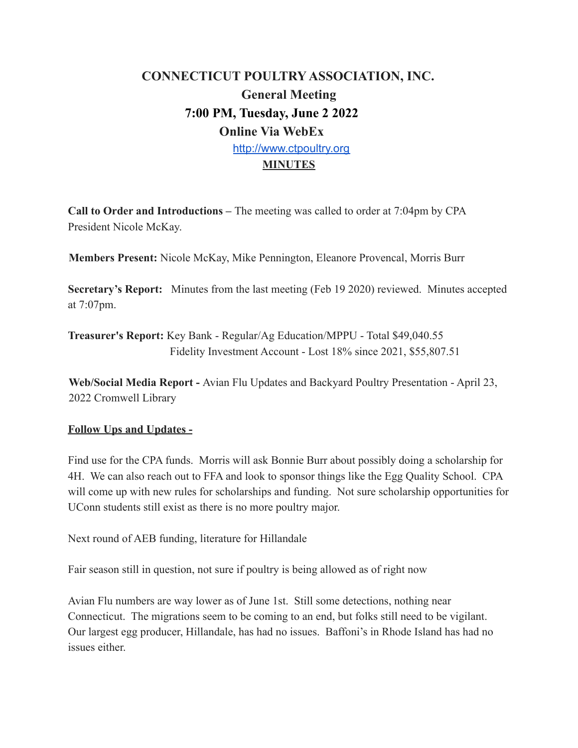# CONNECTICUT POULTRY ASSOCIATION, INC.

## General Meeting

## 7:00 PM, Tuesday, June 2 2022

## Online Via WebEx

[http://www.ctpoultry.org](http://www.ctpoultry.org)

**MINUTES**

**Call to Order and Introductions –** The meeting was called to order at 7:04pm by CPA President Nicole McKay.

**Members Present:** Nicole McKay, Mike Pennington, Eleanore Provencal, Morris Burr

**Secretary's Report:** Minutes from the last meeting (Feb 19 2020) reviewed. Minutes accepted at 7:07pm.

**Treasurer's Report:** Key Bank - Regular/Ag Education/MPPU - Total $49,040.55
Fidelity Investment Account - Lost 18% since 2021, $55,807.51

**Web/Social Media Report -** Avian Flu Updates and Backyard Poultry Presentation - April 23, 2022 Cromwell Library

**Follow Ups and Updates -**

Find use for the CPA funds. Morris will ask Bonnie Burr about possibly doing a scholarship for 4H. We can also reach out to FFA and look to sponsor things like the Egg Quality School. CPA will come up with new rules for scholarships and funding. Not sure scholarship opportunities for UConn students still exist as there is no more poultry major.

Next round of AEB funding, literature for Hillandale

Fair season still in question, not sure if poultry is being allowed as of right now

Avian Flu numbers are way lower as of June 1st. Still some detections, nothing near Connecticut. The migrations seem to be coming to an end, but folks still need to be vigilant. Our largest egg producer, Hillandale, has had no issues. Baffoni's in Rhode Island has had no issues either.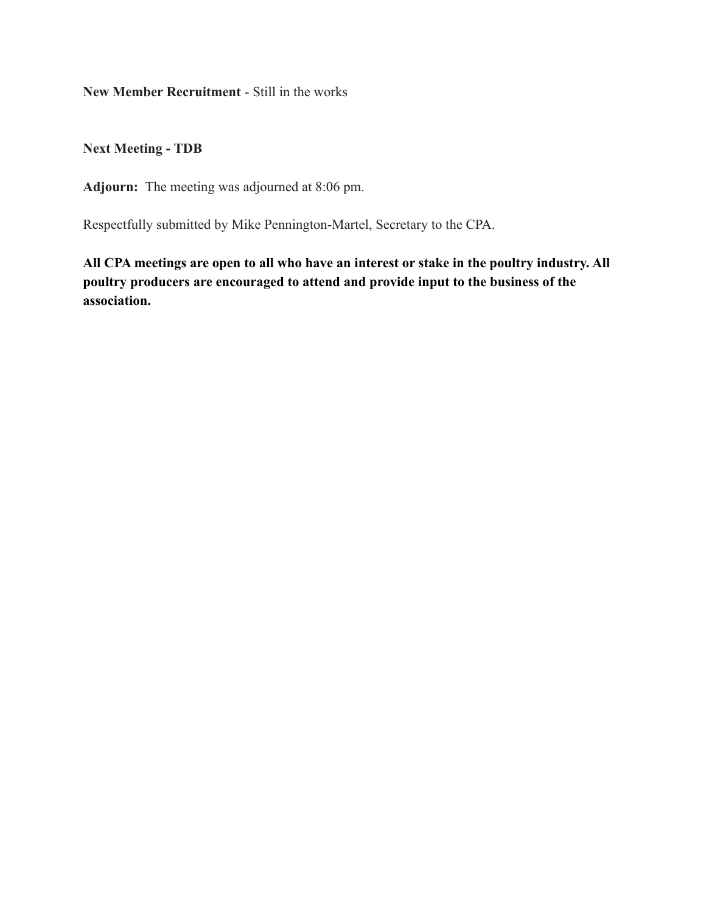**New Member Recruitment** - Still in the works

**Next Meeting - TDB**

**Adjourn:** The meeting was adjourned at 8:06 pm.

Respectfully submitted by Mike Pennington-Martel, Secretary to the CPA.

**All CPA meetings are open to all who have an interest or stake in the poultry industry. All poultry producers are encouraged to attend and provide input to the business of the association.**